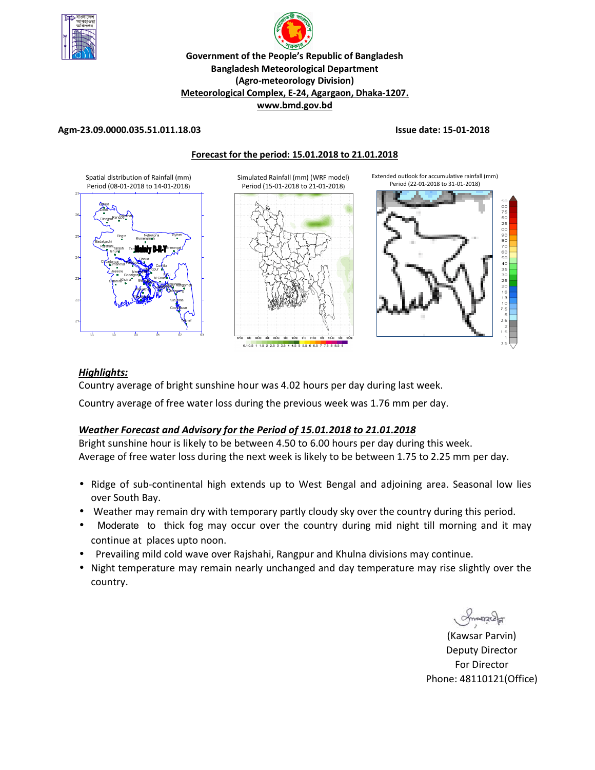**Government of the People's Republic of Bangladesh**
**Bangladesh Meteorological Department**
**(Agro-meteorology Division)**
**Meteorological Complex, E-24, Agargaon, Dhaka-1207.**
**www.bmd.gov.bd**

**Agm-23.09.0000.035.51.011.18.03** **Issue date: 15-01-2018**

**Forecast for the period: 15.01.2018 to 21.01.2018**

Spatial distribution of Rainfall (mm) Period (08-01-2018 to 14-01-2018)

Simulated Rainfall (mm) (WRF model) Period (15-01-2018 to 21-01-2018)

Extended outlook for accumulative rainfall (mm) Period (22-01-2018 to 31-01-2018)

## *Highlights:*

Country average of bright sunshine hour was 4.02 hours per day during last week.

Country average of free water loss during the previous week was 1.76 mm per day.

## *Weather Forecast and Advisory for the Period of 15.01.2018 to 21.01.2018*

Bright sunshine hour is likely to be between 4.50 to 6.00 hours per day during this week.
Average of free water loss during the next week is likely to be between 1.75 to 2.25 mm per day.

- Ridge of sub-continental high extends up to West Bengal and adjoining area. Seasonal low lies over South Bay.
- Weather may remain dry with temporary partly cloudy sky over the country during this period.
- Moderate to thick fog may occur over the country during mid night till morning and it may continue at places upto noon.
- Prevailing mild cold wave over Rajshahi, Rangpur and Khulna divisions may continue.
- Night temperature may remain nearly unchanged and day temperature may rise slightly over the country.

(Kawsar Parvin)
Deputy Director
For Director
Phone: 48110121(Office)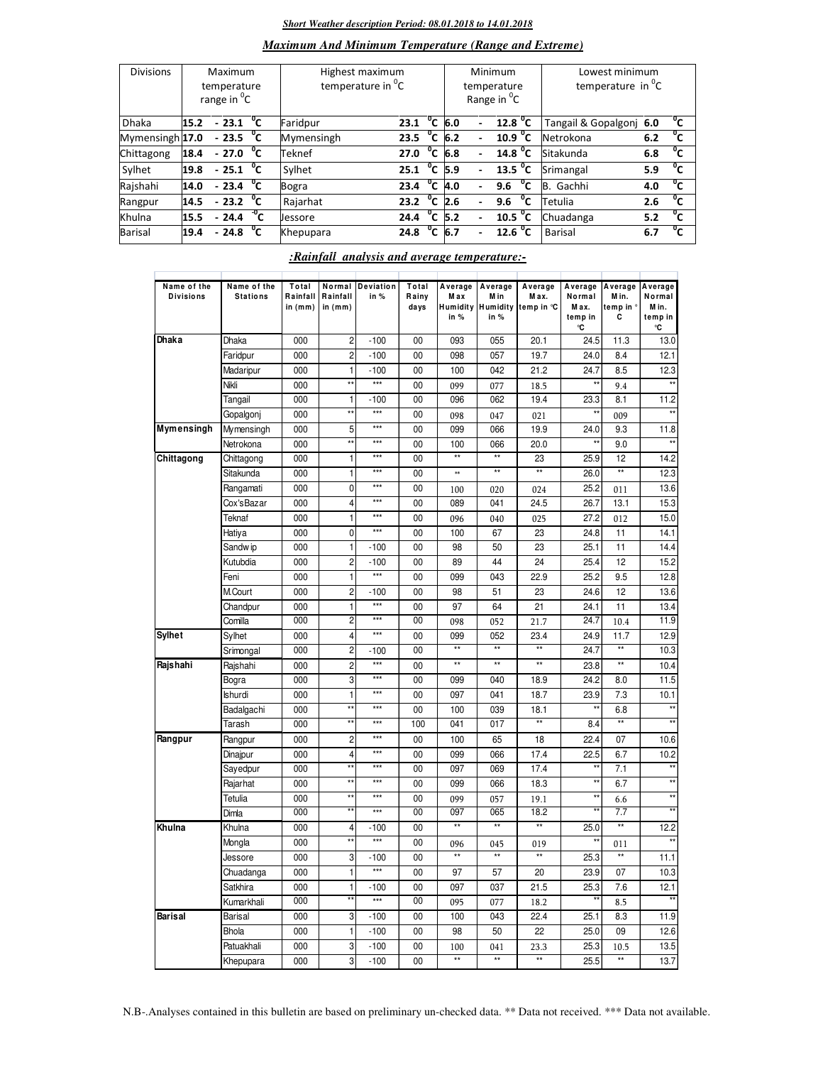***Short Weather description Period: 08.01.2018 to 14.01.2018***

***Maximum And Minimum Temperature (Range and Extreme)***

| Divisions | Maximum temperature range in $^0$C | Highest maximum temperature in $^0$C | | Minimum temperature Range in $^0$C | Lowest minimum temperature in $^0$C | |
|---|---|---|---|---|---|---|
| Dhaka | 15.2 - 23.1 $^0$C | Faridpur | 23.1 $^0$C | 6.0 - 12.8 $^0$C | Tangail & Gopalgonj | 6.0 $^0$C |
| Mymensingh | 17.0 - 23.5 $^0$C | Mymensingh | 23.5 $^0$C | 6.2 - 10.9 $^0$C | Netrokona | 6.2 $^0$C |
| Chittagong | 18.4 - 27.0 $^0$C | Teknef | 27.0 $^0$C | 6.8 - 14.8 $^0$C | Sitakunda | 6.8 $^0$C |
| Sylhet | 19.8 - 25.1 $^0$C | Sylhet | 25.1 $^0$C | 5.9 - 13.5 $^0$C | Srimangal | 5.9 $^0$C |
| Rajshahi | 14.0 - 23.4 $^0$C | Bogra | 23.4 $^0$C | 4.0 - 9.6 $^0$C | B. Gachhi | 4.0 $^0$C |
| Rangpur | 14.5 - 23.2 $^0$C | Rajarhat | 23.2 $^0$C | 2.6 - 9.6 $^0$C | Tetulia | 2.6 $^0$C |
| Khulna | 15.5 - 24.4 $^0$C | Jessore | 24.4 $^0$C | 5.2 - 10.5 $^0$C | Chuadanga | 5.2 $^0$C |
| Barisal | 19.4 - 24.8 $^0$C | Khepupara | 24.8 $^0$C | 6.7 - 12.6 $^0$C | Barisal | 6.7 $^0$C |

***:Rainfall analysis and average temperature:-***

| Name of the Divisions | Name of the Stations | Total Rainfall in (mm) | Normal Rainfall in (mm) | Deviation in % | Total Rainy days | Average Max Humidity in % | Average Min Humidity in % | Average Max. temp in °C | Average Normal Max. temp in °C | Average Min. temp in °C | Average Normal Min. temp in °C |
|---|---|---|---|---|---|---|---|---|---|---|---|
| **Dhaka** | Dhaka | 000 | 2 | -100 | 00 | 093 | 055 | 20.1 | 24.5 | 11.3 | 13.0 |
| | Faridpur | 000 | 2 | -100 | 00 | 098 | 057 | 19.7 | 24.0 | 8.4 | 12.1 |
| | Madaripur | 000 | 1 | -100 | 00 | 100 | 042 | 21.2 | 24.7 | 8.5 | 12.3 |
| | Nikli | 000 | ** | *** | 00 | 099 | 077 | 18.5 | ** | 9.4 | ** |
| | Tangail | 000 | 1 | -100 | 00 | 096 | 062 | 19.4 | 23.3 | 8.1 | 11.2 |
| | Gopalgonj | 000 | ** | *** | 00 | 098 | 047 | 021 | ** | 009 | ** |
| **Mymensingh** | Mymensingh | 000 | 5 | *** | 00 | 099 | 066 | 19.9 | 24.0 | 9.3 | 11.8 |
| | Netrokona | 000 | ** | *** | 00 | 100 | 066 | 20.0 | ** | 9.0 | ** |
| **Chittagong** | Chittagong | 000 | 1 | *** | 00 | ** | ** | 23 | 25.9 | 12 | 14.2 |
| | Sitakunda | 000 | 1 | *** | 00 | ** | ** | ** | 26.0 | ** | 12.3 |
| | Rangamati | 000 | 0 | *** | 00 | 100 | 020 | 024 | 25.2 | 011 | 13.6 |
| | Cox'sBazar | 000 | 4 | *** | 00 | 089 | 041 | 24.5 | 26.7 | 13.1 | 15.3 |
| | Teknaf | 000 | 1 | *** | 00 | 096 | 040 | 025 | 27.2 | 012 | 15.0 |
| | Hatiya | 000 | 0 | *** | 00 | 100 | 67 | 23 | 24.8 | 11 | 14.1 |
| | Sandwip | 000 | 1 | -100 | 00 | 98 | 50 | 23 | 25.1 | 11 | 14.4 |
| | Kutubdia | 000 | 2 | -100 | 00 | 89 | 44 | 24 | 25.4 | 12 | 15.2 |
| | Feni | 000 | 1 | *** | 00 | 099 | 043 | 22.9 | 25.2 | 9.5 | 12.8 |
| | M.Court | 000 | 2 | -100 | 00 | 98 | 51 | 23 | 24.6 | 12 | 13.6 |
| | Chandpur | 000 | 1 | *** | 00 | 97 | 64 | 21 | 24.1 | 11 | 13.4 |
| | Comilla | 000 | 2 | *** | 00 | 098 | 052 | 21.7 | 24.7 | 10.4 | 11.9 |
| **Sylhet** | Sylhet | 000 | 4 | *** | 00 | 099 | 052 | 23.4 | 24.9 | 11.7 | 12.9 |
| | Srimongal | 000 | 2 | -100 | 00 | ** | ** | ** | 24.7 | ** | 10.3 |
| **Rajshahi** | Rajshahi | 000 | 2 | *** | 00 | ** | ** | ** | 23.8 | ** | 10.4 |
| | Bogra | 000 | 3 | *** | 00 | 099 | 040 | 18.9 | 24.2 | 8.0 | 11.5 |
| | Ishurdi | 000 | 1 | *** | 00 | 097 | 041 | 18.7 | 23.9 | 7.3 | 10.1 |
| | Badalgachi | 000 | ** | *** | 00 | 100 | 039 | 18.1 | ** | 6.8 | ** |
| | Tarash | 000 | ** | *** | 100 | 041 | 017 | ** | 8.4 | ** | ** |
| **Rangpur** | Rangpur | 000 | 2 | *** | 00 | 100 | 65 | 18 | 22.4 | 07 | 10.6 |
| | Dinajpur | 000 | 4 | *** | 00 | 099 | 066 | 17.4 | 22.5 | 6.7 | 10.2 |
| | Sayedpur | 000 | ** | *** | 00 | 097 | 069 | 17.4 | ** | 7.1 | ** |
| | Rajarhat | 000 | ** | *** | 00 | 099 | 066 | 18.3 | ** | 6.7 | ** |
| | Tetulia | 000 | ** | *** | 00 | 099 | 057 | 19.1 | ** | 6.6 | ** |
| | Dimla | 000 | ** | *** | 00 | 097 | 065 | 18.2 | ** | 7.7 | ** |
| **Khulna** | Khulna | 000 | 4 | -100 | 00 | ** | ** | ** | 25.0 | ** | 12.2 |
| | Mongla | 000 | ** | *** | 00 | 096 | 045 | 019 | ** | 011 | ** |
| | Jessore | 000 | 3 | -100 | 00 | ** | ** | ** | 25.3 | ** | 11.1 |
| | Chuadanga | 000 | 1 | *** | 00 | 97 | 57 | 20 | 23.9 | 07 | 10.3 |
| | Satkhira | 000 | 1 | -100 | 00 | 097 | 037 | 21.5 | 25.3 | 7.6 | 12.1 |
| | Kumarkhali | 000 | ** | *** | 00 | 095 | 077 | 18.2 | ** | 8.5 | ** |
| **Barisal** | Barisal | 000 | 3 | -100 | 00 | 100 | 043 | 22.4 | 25.1 | 8.3 | 11.9 |
| | Bhola | 000 | 1 | -100 | 00 | 98 | 50 | 22 | 25.0 | 09 | 12.6 |
| | Patuakhali | 000 | 3 | -100 | 00 | 100 | 041 | 23.3 | 25.3 | 10.5 | 13.5 |
| | Khepupara | 000 | 3 | -100 | 00 | ** | ** | ** | 25.5 | ** | 13.7 |

N.B-.Analyses contained in this bulletin are based on preliminary un-checked data. ** Data not received. *** Data not available.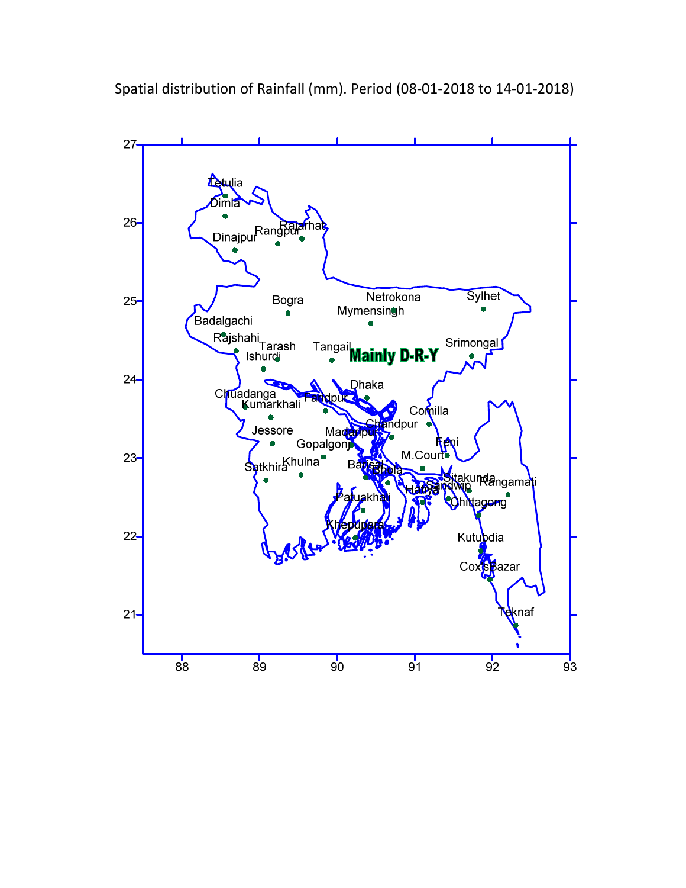Spatial distribution of Rainfall (mm). Period (08-01-2018 to 14-01-2018)

Mainly D-R-Y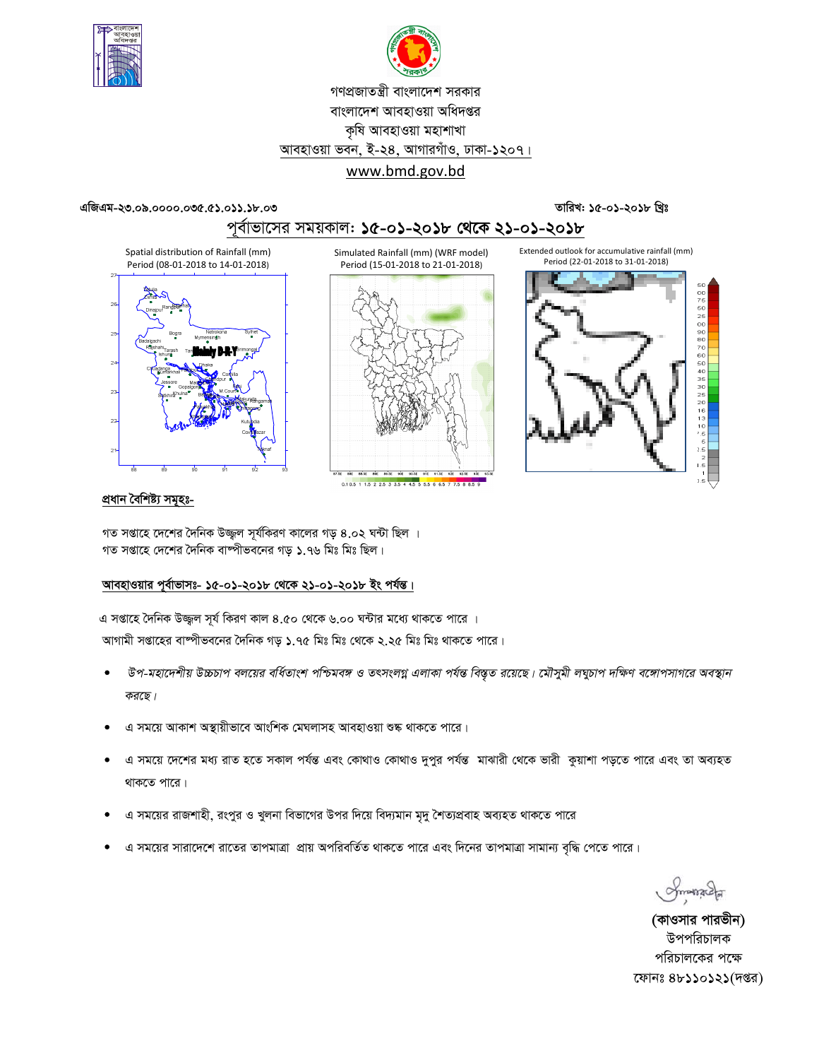গণপ্রজাতন্ত্রী বাংলাদেশ সরকার
বাংলাদেশ আবহাওয়া অধিদপ্তর
কৃষি আবহাওয়া মহাশাখা
আবহাওয়া ভবন, ই-২৪, আগারগাঁও, ঢাকা-১২০৭।
www.bmd.gov.bd

এজিএম-২৩.০৯.০০০০.০৩৫.৫১.০১১.১৮.০৩ তারিখ: ১৫-০১-২০১৮ খ্রিঃ

## পূর্বাভাসের সময়কাল: ১৫-০১-২০১৮ থেকে ২১-০১-২০১৮

Spatial distribution of Rainfall (mm) Period (08-01-2018 to 14-01-2018)

Simulated Rainfall (mm) (WRF model) Period (15-01-2018 to 21-01-2018)

Extended outlook for accumulative rainfall (mm) Period (22-01-2018 to 31-01-2018)

### প্রধান বৈশিষ্ট্য সমূহঃ-

গত সপ্তাহে দেশের দৈনিক উজ্জ্বল সূর্যকিরণ কালের গড় ৪.০২ ঘন্টা ছিল ।
গত সপ্তাহে দেশের দৈনিক বাষ্পীভবনের গড় ১.৭৬ মিঃ মিঃ ছিল।

### আবহাওয়ার পূর্বাভাসঃ- ১৫-০১-২০১৮ থেকে ২১-০১-২০১৮ ইং পর্যন্ত।

এ সপ্তাহে দৈনিক উজ্জ্বল সূর্য কিরণ কাল ৪.৫০ থেকে ৬.০০ ঘন্টার মধ্যে থাকতে পারে ।
আগামী সপ্তাহের বাষ্পীভবনের দৈনিক গড় ১.৭৫ মিঃ মিঃ থেকে ২.২৫ মিঃ মিঃ থাকতে পারে।

- *উপ-মহাদেশীয় উচ্চচাপ বলয়ের বর্ধিতাংশ পশ্চিমবঙ্গ ও তৎসংলগ্ন এলাকা পর্যন্ত বিস্তৃত রয়েছে। মৌসুমী লঘুচাপ দক্ষিণ বঙ্গোপসাগরে অবস্থান করছে।*
- এ সময়ে আকাশ অস্থায়ীভাবে আংশিক মেঘলাসহ আবহাওয়া শুষ্ক থাকতে পারে।
- এ সময়ে দেশের মধ্য রাত হতে সকাল পর্যন্ত এবং কোথাও কোথাও দুপুর পর্যন্ত মাঝারী থেকে ভারী কুয়াশা পড়তে পারে এবং তা অব্যহত থাকতে পারে।
- এ সময়ের রাজশাহী, রংপুর ও খুলনা বিভাগের উপর দিয়ে বিদ্যমান মৃদু শৈত্যপ্রবাহ অব্যহত থাকতে পারে
- এ সময়ের সারাদেশে রাতের তাপমাত্রা প্রায় অপরিবর্তিত থাকতে পারে এবং দিনের তাপমাত্রা সামান্য বৃদ্ধি পেতে পারে।

**(কাওসার পারভীন)**
উপপরিচালক
পরিচালকের পক্ষে
ফোনঃ ৪৮১১০১২১(দপ্তর)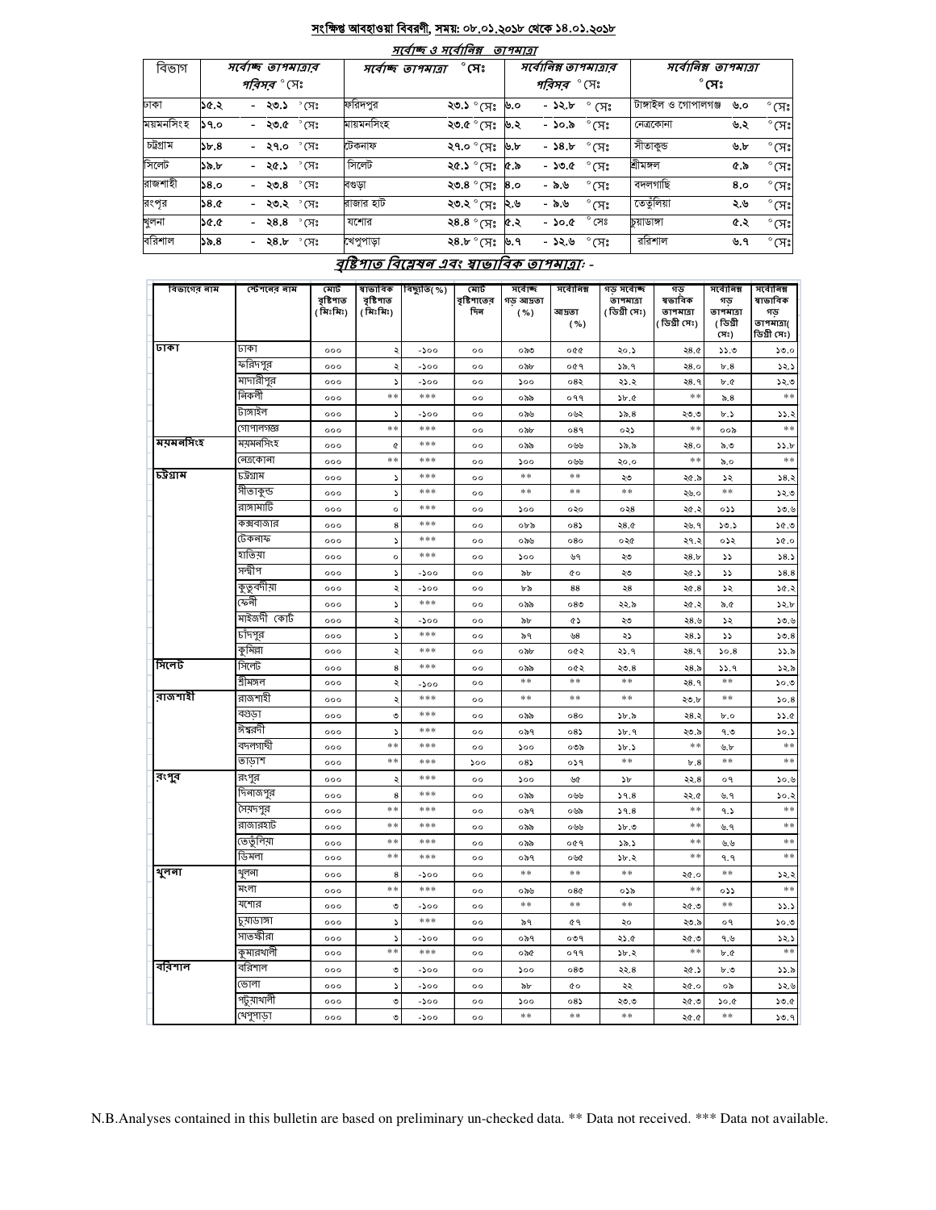## সংক্ষিপ্ত আবহাওয়া বিবরণী, সময়: ০৮.০১.২০১৮ থেকে ১৪.০১.২০১৮

### সর্বোচ্চ ও সর্বোনিম্ন তাপমাত্রা

| বিভাগ | সর্বোচ্চ তাপমাত্রার পরিসর °সেঃ | সর্বোচ্চ তাপমাত্রা °সেঃ | | সর্বোনিম্ন তাপমাত্রার পরিসর °সেঃ | সর্বোনিম্ন তাপমাত্রা °সেঃ | |
|---|---|---|---|---|---|---|
| ঢাকা | ১৫.২ - ২৩.১ °সেঃ | ফরিদপুর | ২৩.১ °সেঃ | ৬.০ - ১২.৮ °সেঃ | টাঙ্গাইল ও গোপালগঞ্জ | ৬.০ °সেঃ |
| ময়মনসিংহ | ১৭.০ - ২৩.৫ °সেঃ | ময়মনসিংহ | ২৩.৫ °সেঃ | ৬.২ - ১০.৯ °সেঃ | নেত্রকোনা | ৬.২ °সেঃ |
| চট্টগ্রাম | ১৮.৪ - ২৭.০ °সেঃ | টেকনাফ | ২৭.০ °সেঃ | ৬.৮ - ১৪.৮ °সেঃ | সীতাকুন্ড | ৬.৮ °সেঃ |
| সিলেট | ১৯.৮ - ২৫.১ °সেঃ | সিলেট | ২৫.১ °সেঃ | ৫.৯ - ১৩.৫ °সেঃ | শ্রীমঙ্গল | ৫.৯ °সেঃ |
| রাজশাহী | ১৪.০ - ২৩.৪ °সেঃ | বগুড়া | ২৩.৪ °সেঃ | ৪.০ - ৯.৬ °সেঃ | বদলগাছি | ৪.০ °সেঃ |
| রংপুর | ১৪.৫ - ২৩.২ °সেঃ | রাজার হাট | ২৩.২ °সেঃ | ২.৬ - ৯.৬ °সেঃ | তেতুঁলিয়া | ২.৬ °সেঃ |
| খুলনা | ১৫.৫ - ২৪.৪ °সেঃ | যশোর | ২৪.৪ °সেঃ | ৫.২ - ১০.৫ °সেঃ | চুয়াডাঙ্গা | ৫.২ °সেঃ |
| বরিশাল | ১৯.৪ - ২৪.৮ °সেঃ | খেপুপাড়া | ২৪.৮ °সেঃ | ৬.৭ - ১২.৬ °সেঃ | বরিশাল | ৬.৭ °সেঃ |

### বৃষ্টিপাত বিশ্লেষন এবং স্বাভাবিক তাপমাত্রাঃ -

| বিভাগের নাম | স্টেশনের নাম | মোট বৃষ্টিপাত (মিঃমিঃ) | স্বাভাবিক বৃষ্টিপাত (মিঃমিঃ) | বিচ্যুতি(%) | মোট বৃষ্টিপাতের দিন | সর্বোচ্চ গড় আদ্রতা (%) | সর্বোনিম্ন আদ্রতা (%) | গড় সর্বোচ্চ তাপমাত্রা (ডিগ্রী সেঃ) | গড় স্বাভাবিক তাপমাত্রা (ডিগ্রী সেঃ) | সর্বোনিম্ন গড় তাপমাত্রা (ডিগ্রী সেঃ) | সর্বোনিম্ন স্বাভাবিক গড় তাপমাত্রা(ডিগ্রী সেঃ) |
|---|---|---|---|---|---|---|---|---|---|---|---|
| ঢাকা | ঢাকা | ০০০ | ২ | -১০০ | ০০ | ০৯৩ | ০৫৫ | ২০.১ | ২৪.৫ | ১১.৩ | ১৩.০ |
| | ফরিদপুর | ০০০ | ২ | -১০০ | ০০ | ০৯৮ | ০৫৭ | ১৯.৭ | ২৪.০ | ৮.৪ | ১২.১ |
| | মাদারীপুর | ০০০ | ১ | -১০০ | ০০ | ১০০ | ০৪২ | ২১.২ | ২৪.৭ | ৮.৫ | ১২.৩ |
| | নিকলী | ০০০ | ** | *** | ০০ | ০৯৯ | ০৭৭ | ১৮.৫ | ** | ৯.৪ | ** |
| | টাঙ্গাইল | ০০০ | ১ | -১০০ | ০০ | ০৯৬ | ০৬২ | ১৯.৪ | ২৩.৩ | ৮.১ | ১১.২ |
| | গোপালগঞ্জ | ০০০ | ** | *** | ০০ | ০৯৮ | ০৪৭ | ০২১ | ** | ০০৯ | ** |
| ময়মনসিংহ | ময়মনসিংহ | ০০০ | ৫ | *** | ০০ | ০৯৯ | ০৬৬ | ১৯.৯ | ২৪.০ | ৯.৩ | ১১.৮ |
| | নেত্রকোনা | ০০০ | ** | *** | ০০ | ১০০ | ০৬৬ | ২০.০ | ** | ৯.০ | ** |
| চট্টগ্রাম | চট্টগ্রাম | ০০০ | ১ | *** | ০০ | ** | ** | ২৩ | ২৫.৯ | ১২ | ১৪.২ |
| | সীতাকুন্ড | ০০০ | ১ | *** | ০০ | ** | ** | ** | ২৬.০ | ** | ১২.৩ |
| | রাঙ্গামাটি | ০০০ | ০ | *** | ০০ | ১০০ | ০২০ | ০২৪ | ২৫.২ | ০১১ | ১৩.৬ |
| | কক্সবাজার | ০০০ | ৪ | *** | ০০ | ০৮৯ | ০৪১ | ২৪.৫ | ২৬.৭ | ১৩.১ | ১৫.৩ |
| | টেকনাফ | ০০০ | ১ | *** | ০০ | ০৯৬ | ০৪০ | ০২৫ | ২৭.২ | ০১২ | ১৫.০ |
| | হাতিয়া | ০০০ | ০ | *** | ০০ | ১০০ | ৬৭ | ২৩ | ২৪.৮ | ১১ | ১৪.১ |
| | সন্দ্বীপ | ০০০ | ১ | -১০০ | ০০ | ৯৮ | ৫০ | ২৩ | ২৫.১ | ১১ | ১৪.৪ |
| | কুতুবদীয়া | ০০০ | ২ | -১০০ | ০০ | ৮৯ | ৪৪ | ২৪ | ২৫.৪ | ১২ | ১৫.২ |
| | ফেনী | ০০০ | ১ | *** | ০০ | ০৯৯ | ০৪৩ | ২২.৯ | ২৫.২ | ৯.৫ | ১২.৮ |
| | মাইজদী কোর্ট | ০০০ | ২ | -১০০ | ০০ | ৯৮ | ৫১ | ২৩ | ২৪.৬ | ১২ | ১৩.৬ |
| | চাঁদপুর | ০০০ | ১ | *** | ০০ | ৯৭ | ৬৪ | ২১ | ২৪.১ | ১১ | ১৩.৪ |
| | কুমিল্লা | ০০০ | ২ | *** | ০০ | ০৯৮ | ০৫২ | ২১.৭ | ২৪.৭ | ১০.৪ | ১১.৯ |
| সিলেট | সিলেট | ০০০ | ৪ | *** | ০০ | ০৯৯ | ০৫২ | ২৩.৪ | ২৪.৯ | ১১.৭ | ১২.৯ |
| | শ্রীমঙ্গল | ০০০ | ২ | -১০০ | ০০ | ** | ** | ** | ২৪.৭ | ** | ১০.৩ |
| রাজশাহী | রাজশাহী | ০০০ | ২ | *** | ০০ | ** | ** | ** | ২৩.৮ | ** | ১০.৪ |
| | বগুড়া | ০০০ | ৩ | *** | ০০ | ০৯৯ | ০৪০ | ১৮.৯ | ২৪.২ | ৮.০ | ১১.৫ |
| | ঈশ্বরদী | ০০০ | ১ | *** | ০০ | ০৯৭ | ০৪১ | ১৮.৭ | ২৩.৯ | ৭.৩ | ১০.১ |
| | বদলগাছী | ০০০ | ** | *** | ০০ | ১০০ | ০৩৯ | ১৮.১ | ** | ৬.৮ | ** |
| | তাড়াশ | ০০০ | ** | *** | ১০০ | ০৪১ | ০১৭ | ** | ৮.৪ | ** | ** |
| রংপুর | রংপুর | ০০০ | ২ | *** | ০০ | ১০০ | ৬৫ | ১৮ | ২২.৪ | ০৭ | ১০.৬ |
| | দিনাজপুর | ০০০ | ৪ | *** | ০০ | ০৯৯ | ০৬৬ | ১৭.৪ | ২২.৫ | ৬.৭ | ১০.২ |
| | সৈয়দপুর | ০০০ | ** | *** | ০০ | ০৯৭ | ০৬৯ | ১৭.৪ | ** | ৭.১ | ** |
| | রাজারহাট | ০০০ | ** | *** | ০০ | ০৯৯ | ০৬৬ | ১৮.৩ | ** | ৬.৭ | ** |
| | তেতুঁলিয়া | ০০০ | ** | *** | ০০ | ০৯৯ | ০৫৭ | ১৯.১ | ** | ৬.৬ | ** |
| | ডিমলা | ০০০ | ** | *** | ০০ | ০৯৭ | ০৬৫ | ১৮.২ | ** | ৭.৭ | ** |
| খুলনা | খুলনা | ০০০ | ৪ | -১০০ | ০০ | ** | ** | ** | ২৫.০ | ** | ১২.২ |
| | মংলা | ০০০ | ** | *** | ০০ | ০৯৬ | ০৪৫ | ০১৯ | ** | ০১১ | ** |
| | যশোর | ০০০ | ৩ | -১০০ | ০০ | ** | ** | ** | ২৫.৩ | ** | ১১.১ |
| | চুয়াডাঙ্গা | ০০০ | ১ | *** | ০০ | ৯৭ | ৫৭ | ২০ | ২৩.৯ | ০৭ | ১০.৩ |
| | সাতক্ষীরা | ০০০ | ১ | -১০০ | ০০ | ০৯৭ | ০৩৭ | ২১.৫ | ২৫.৩ | ৭.৬ | ১২.১ |
| | কুমারখালী | ০০০ | ** | *** | ০০ | ০৯৫ | ০৭৭ | ১৮.২ | ** | ৮.৫ | ** |
| বরিশাল | বরিশাল | ০০০ | ৩ | -১০০ | ০০ | ১০০ | ০৪৩ | ২২.৪ | ২৫.১ | ৮.৩ | ১১.৯ |
| | ভোলা | ০০০ | ১ | -১০০ | ০০ | ৯৮ | ৫০ | ২২ | ২৫.০ | ০৯ | ১২.৬ |
| | পটুয়াখালী | ০০০ | ৩ | -১০০ | ০০ | ১০০ | ০৪১ | ২৩.৩ | ২৫.৩ | ১০.৫ | ১৩.৫ |
| | খেপুপাড়া | ০০০ | ৩ | -১০০ | ০০ | ** | ** | ** | ২৫.৫ | ** | ১৩.৭ |

N.B.Analyses contained in this bulletin are based on preliminary un-checked data. ** Data not received. *** Data not available.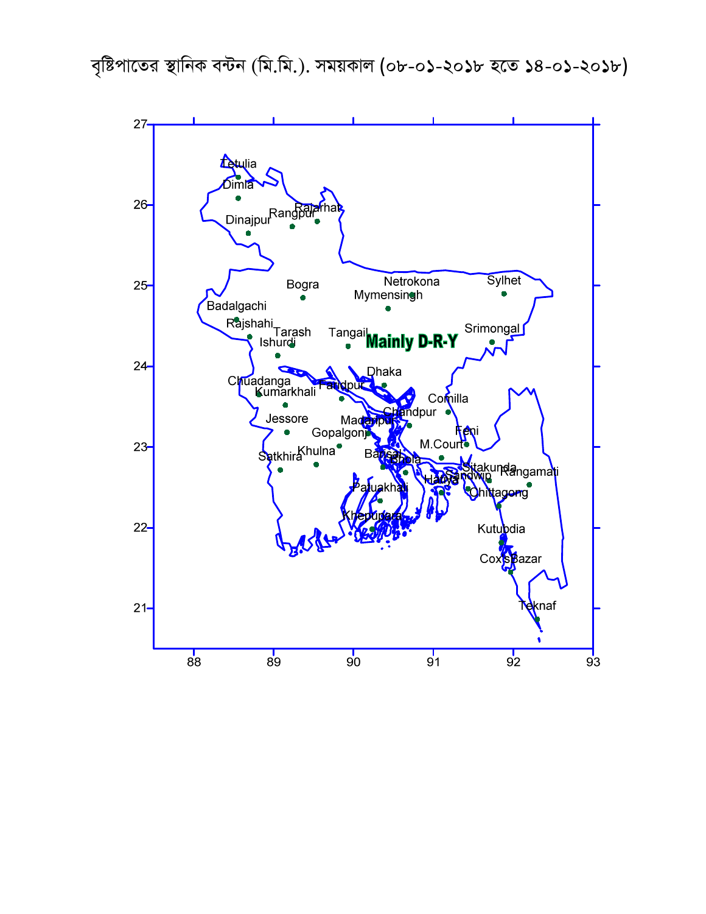বৃষ্টিপাতের স্থানিক বন্টন (মি.মি.). সময়কাল (০৮-০১-২০১৮ হতে ১৪-০১-২০১৮)

27
26
25
24
23
22
21

88
89
90
91
92
93

Tetulia
Dimla
Dinajpur
Rangpur
Rajarhat
Bogra
Netrokona
Sylhet
Mymensingh
Badalgachi
Rajshahi
Tarash
Tangail
Srimongal
Ishurdi
Mainly D-R-Y
Dhaka
Chuadanga
Faridpur
Kumarkhali
Comilla
Chandpur
Jessore
Madaripur
Gopalgonj
Feni
M.Court
Khulna
Satkhira
Barisal
Bhola
Sitakunda
Rangamati
Sandwip
Hatiya
Patuakhali
Chittagong
Khepupara
Kutubdia
Cox'sBazar
Teknaf